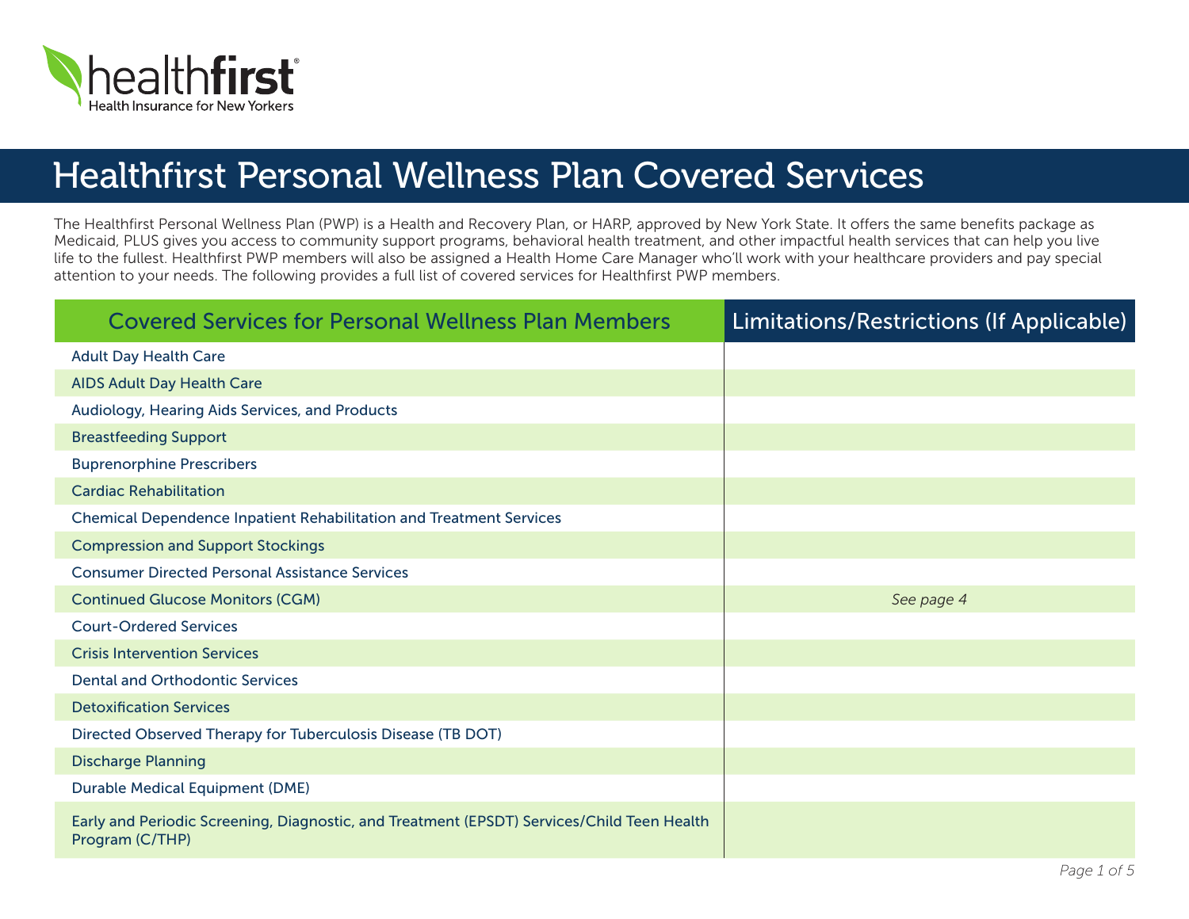healthfirst
Health Insurance for New Yorkers

# Healthfirst Personal Wellness Plan Covered Services

The Healthfirst Personal Wellness Plan (PWP) is a Health and Recovery Plan, or HARP, approved by New York State. It offers the same benefits package as Medicaid, PLUS gives you access to community support programs, behavioral health treatment, and other impactful health services that can help you live life to the fullest. Healthfirst PWP members will also be assigned a Health Home Care Manager who'll work with your healthcare providers and pay special attention to your needs. The following provides a full list of covered services for Healthfirst PWP members.

| Covered Services for Personal Wellness Plan Members | Limitations/Restrictions (If Applicable) |
|---|---|
| Adult Day Health Care | |
| AIDS Adult Day Health Care | |
| Audiology, Hearing Aids Services, and Products | |
| Breastfeeding Support | |
| Buprenorphine Prescribers | |
| Cardiac Rehabilitation | |
| Chemical Dependence Inpatient Rehabilitation and Treatment Services | |
| Compression and Support Stockings | |
| Consumer Directed Personal Assistance Services | |
| Continued Glucose Monitors (CGM) | *See page 4* |
| Court-Ordered Services | |
| Crisis Intervention Services | |
| Dental and Orthodontic Services | |
| Detoxification Services | |
| Directed Observed Therapy for Tuberculosis Disease (TB DOT) | |
| Discharge Planning | |
| Durable Medical Equipment (DME) | |
| Early and Periodic Screening, Diagnostic, and Treatment (EPSDT) Services/Child Teen Health Program (C/THP) | |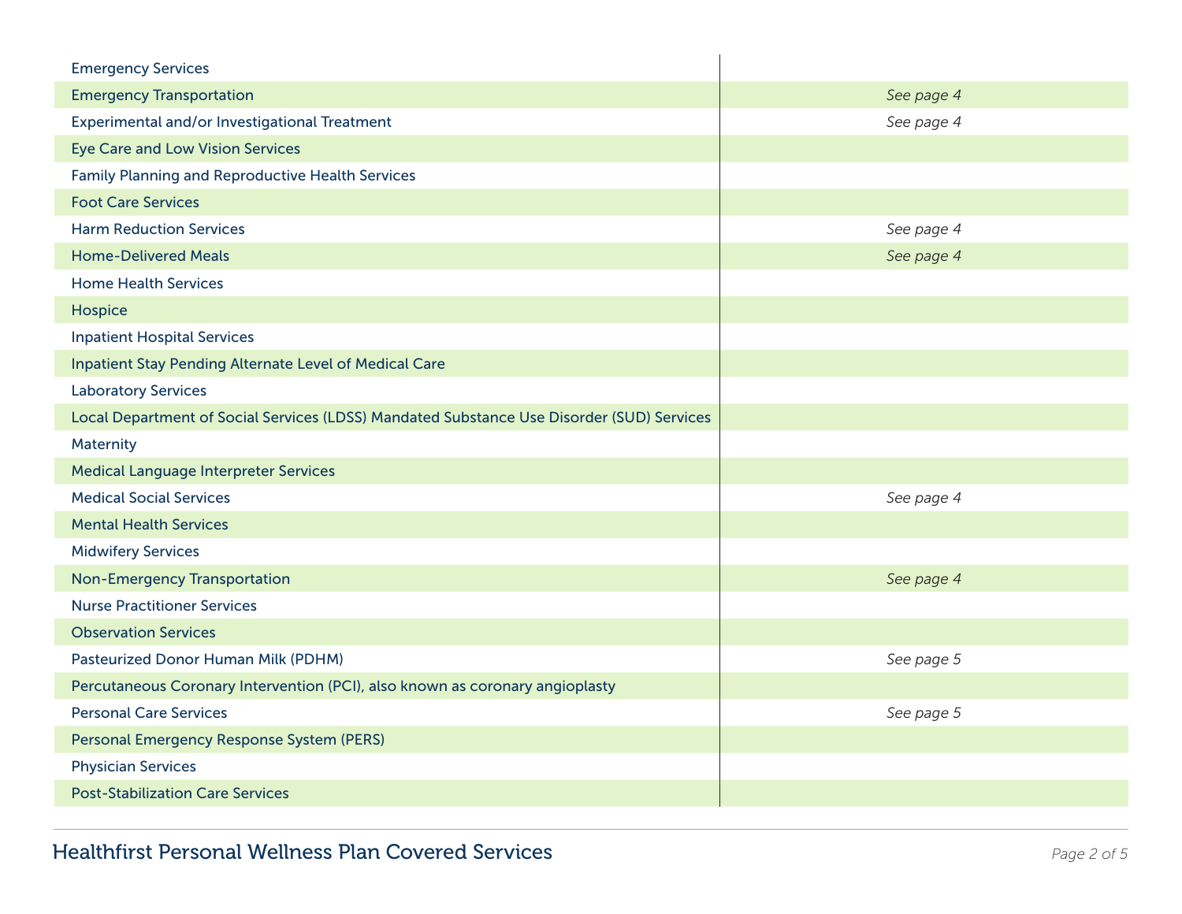| | |
|---|---|
| Emergency Services | |
| Emergency Transportation | *See page 4* |
| Experimental and/or Investigational Treatment | *See page 4* |
| Eye Care and Low Vision Services | |
| Family Planning and Reproductive Health Services | |
| Foot Care Services | |
| Harm Reduction Services | *See page 4* |
| Home-Delivered Meals | *See page 4* |
| Home Health Services | |
| Hospice | |
| Inpatient Hospital Services | |
| Inpatient Stay Pending Alternate Level of Medical Care | |
| Laboratory Services | |
| Local Department of Social Services (LDSS) Mandated Substance Use Disorder (SUD) Services | |
| Maternity | |
| Medical Language Interpreter Services | |
| Medical Social Services | *See page 4* |
| Mental Health Services | |
| Midwifery Services | |
| Non-Emergency Transportation | *See page 4* |
| Nurse Practitioner Services | |
| Observation Services | |
| Pasteurized Donor Human Milk (PDHM) | *See page 5* |
| Percutaneous Coronary Intervention (PCI), also known as coronary angioplasty | |
| Personal Care Services | *See page 5* |
| Personal Emergency Response System (PERS) | |
| Physician Services | |
| Post-Stabilization Care Services | |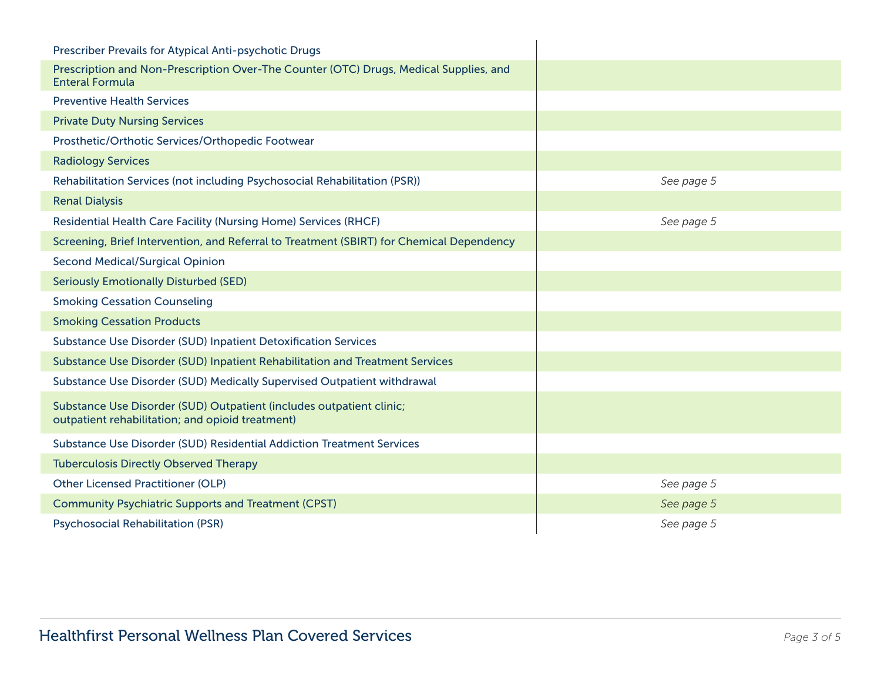| | |
|---|---|
| Prescriber Prevails for Atypical Anti-psychotic Drugs | |
| Prescription and Non-Prescription Over-The Counter (OTC) Drugs, Medical Supplies, and Enteral Formula | |
| Preventive Health Services | |
| Private Duty Nursing Services | |
| Prosthetic/Orthotic Services/Orthopedic Footwear | |
| Radiology Services | |
| Rehabilitation Services (not including Psychosocial Rehabilitation (PSR)) | *See page 5* |
| Renal Dialysis | |
| Residential Health Care Facility (Nursing Home) Services (RHCF) | *See page 5* |
| Screening, Brief Intervention, and Referral to Treatment (SBIRT) for Chemical Dependency | |
| Second Medical/Surgical Opinion | |
| Seriously Emotionally Disturbed (SED) | |
| Smoking Cessation Counseling | |
| Smoking Cessation Products | |
| Substance Use Disorder (SUD) Inpatient Detoxification Services | |
| Substance Use Disorder (SUD) Inpatient Rehabilitation and Treatment Services | |
| Substance Use Disorder (SUD) Medically Supervised Outpatient withdrawal | |
| Substance Use Disorder (SUD) Outpatient (includes outpatient clinic; outpatient rehabilitation; and opioid treatment) | |
| Substance Use Disorder (SUD) Residential Addiction Treatment Services | |
| Tuberculosis Directly Observed Therapy | |
| Other Licensed Practitioner (OLP) | *See page 5* |
| Community Psychiatric Supports and Treatment (CPST) | *See page 5* |
| Psychosocial Rehabilitation (PSR) | *See page 5* |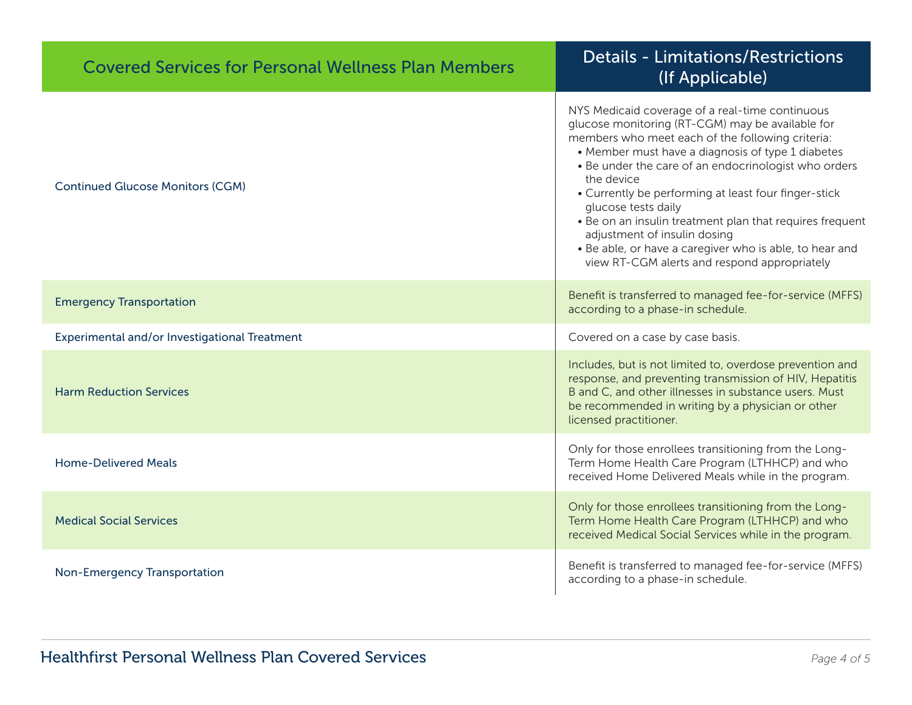| Covered Services for Personal Wellness Plan Members | Details - Limitations/Restrictions (If Applicable) |
| --- | --- |
| Continued Glucose Monitors (CGM) | NYS Medicaid coverage of a real-time continuous glucose monitoring (RT-CGM) may be available for members who meet each of the following criteria:<br>• Member must have a diagnosis of type 1 diabetes<br>• Be under the care of an endocrinologist who orders the device<br>• Currently be performing at least four finger-stick glucose tests daily<br>• Be on an insulin treatment plan that requires frequent adjustment of insulin dosing<br>• Be able, or have a caregiver who is able, to hear and view RT-CGM alerts and respond appropriately |
| Emergency Transportation | Benefit is transferred to managed fee-for-service (MFFS) according to a phase-in schedule. |
| Experimental and/or Investigational Treatment | Covered on a case by case basis. |
| Harm Reduction Services | Includes, but is not limited to, overdose prevention and response, and preventing transmission of HIV, Hepatitis B and C, and other illnesses in substance users. Must be recommended in writing by a physician or other licensed practitioner. |
| Home-Delivered Meals | Only for those enrollees transitioning from the Long-Term Home Health Care Program (LTHHCP) and who received Home Delivered Meals while in the program. |
| Medical Social Services | Only for those enrollees transitioning from the Long-Term Home Health Care Program (LTHHCP) and who received Medical Social Services while in the program. |
| Non-Emergency Transportation | Benefit is transferred to managed fee-for-service (MFFS) according to a phase-in schedule. |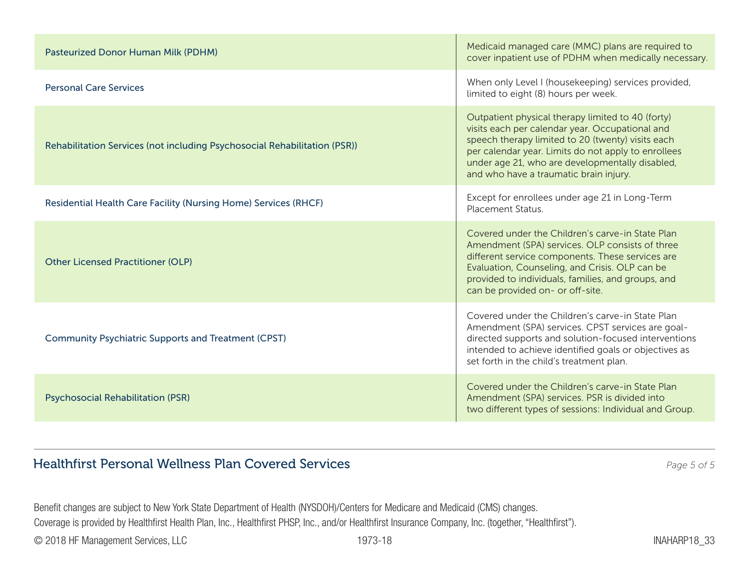| | |
|---|---|
| Pasteurized Donor Human Milk (PDHM) | Medicaid managed care (MMC) plans are required to cover inpatient use of PDHM when medically necessary. |
| Personal Care Services | When only Level I (housekeeping) services provided, limited to eight (8) hours per week. |
| Rehabilitation Services (not including Psychosocial Rehabilitation (PSR)) | Outpatient physical therapy limited to 40 (forty) visits each per calendar year. Occupational and speech therapy limited to 20 (twenty) visits each per calendar year. Limits do not apply to enrollees under age 21, who are developmentally disabled, and who have a traumatic brain injury. |
| Residential Health Care Facility (Nursing Home) Services (RHCF) | Except for enrollees under age 21 in Long-Term Placement Status. |
| Other Licensed Practitioner (OLP) | Covered under the Children's carve-in State Plan Amendment (SPA) services. OLP consists of three different service components. These services are Evaluation, Counseling, and Crisis. OLP can be provided to individuals, families, and groups, and can be provided on- or off-site. |
| Community Psychiatric Supports and Treatment (CPST) | Covered under the Children's carve-in State Plan Amendment (SPA) services. CPST services are goal-directed supports and solution-focused interventions intended to achieve identified goals or objectives as set forth in the child's treatment plan. |
| Psychosocial Rehabilitation (PSR) | Covered under the Children's carve-in State Plan Amendment (SPA) services. PSR is divided into two different types of sessions: Individual and Group. |

Benefit changes are subject to New York State Department of Health (NYSDOH)/Centers for Medicare and Medicaid (CMS) changes.

Coverage is provided by Healthfirst Health Plan, Inc., Healthfirst PHSP, Inc., and/or Healthfirst Insurance Company, Inc. (together, "Healthfirst").

© 2018 HF Management Services, LLC 1973-18 INAHARP18_33